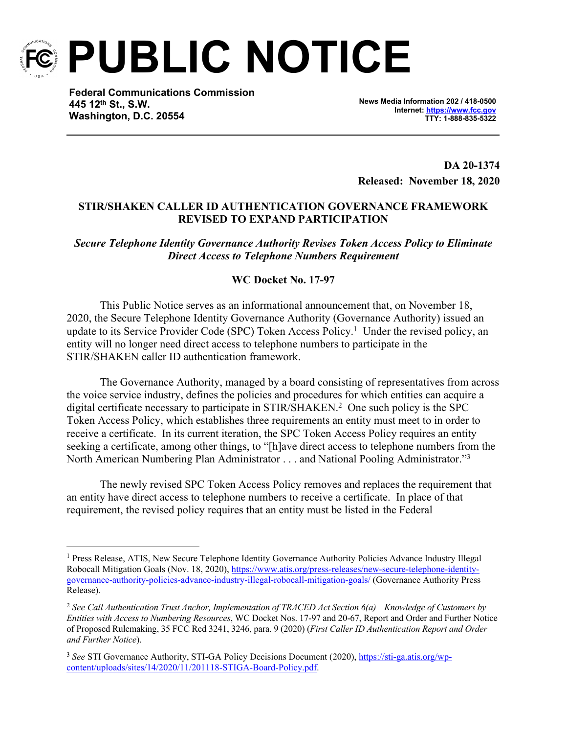# PUBLIC NOTICE

**Federal Communications Commission**
**445 12th St., S.W.**
**Washington, D.C. 20554**

**News Media Information 202 / 418-0500**
**Internet: https://www.fcc.gov**
**TTY: 1-888-835-5322**

**DA 20-1374**
**Released: November 18, 2020**

## STIR/SHAKEN CALLER ID AUTHENTICATION GOVERNANCE FRAMEWORK REVISED TO EXPAND PARTICIPATION

***Secure Telephone Identity Governance Authority Revises Token Access Policy to Eliminate Direct Access to Telephone Numbers Requirement***

**WC Docket No. 17-97**

This Public Notice serves as an informational announcement that, on November 18, 2020, the Secure Telephone Identity Governance Authority (Governance Authority) issued an update to its Service Provider Code (SPC) Token Access Policy.[1] Under the revised policy, an entity will no longer need direct access to telephone numbers to participate in the STIR/SHAKEN caller ID authentication framework.

The Governance Authority, managed by a board consisting of representatives from across the voice service industry, defines the policies and procedures for which entities can acquire a digital certificate necessary to participate in STIR/SHAKEN.[2] One such policy is the SPC Token Access Policy, which establishes three requirements an entity must meet to in order to receive a certificate. In its current iteration, the SPC Token Access Policy requires an entity seeking a certificate, among other things, to "[h]ave direct access to telephone numbers from the North American Numbering Plan Administrator . . . and National Pooling Administrator."[3]

The newly revised SPC Token Access Policy removes and replaces the requirement that an entity have direct access to telephone numbers to receive a certificate. In place of that requirement, the revised policy requires that an entity must be listed in the Federal

---

[1] Press Release, ATIS, New Secure Telephone Identity Governance Authority Policies Advance Industry Illegal Robocall Mitigation Goals (Nov. 18, 2020), https://www.atis.org/press-releases/new-secure-telephone-identity-governance-authority-policies-advance-industry-illegal-robocall-mitigation-goals/ (Governance Authority Press Release).

[2] *See Call Authentication Trust Anchor, Implementation of TRACED Act Section 6(a)—Knowledge of Customers by Entities with Access to Numbering Resources*, WC Docket Nos. 17-97 and 20-67, Report and Order and Further Notice of Proposed Rulemaking, 35 FCC Rcd 3241, 3246, para. 9 (2020) (*First Caller ID Authentication Report and Order and Further Notice*).

[3] *See* STI Governance Authority, STI-GA Policy Decisions Document (2020), https://sti-ga.atis.org/wp-content/uploads/sites/14/2020/11/201118-STIGA-Board-Policy.pdf.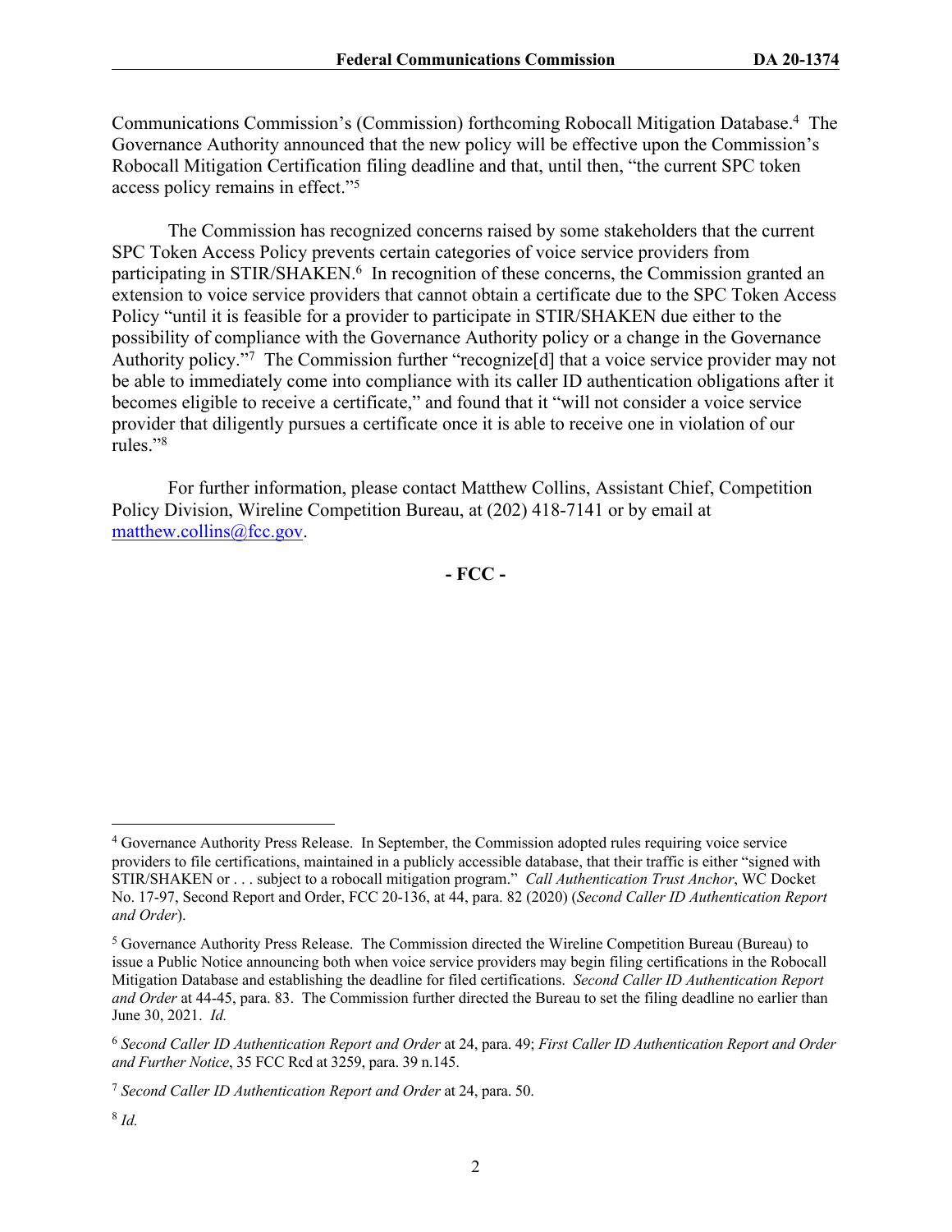Communications Commission's (Commission) forthcoming Robocall Mitigation Database.[4] The Governance Authority announced that the new policy will be effective upon the Commission's Robocall Mitigation Certification filing deadline and that, until then, "the current SPC token access policy remains in effect."[5]

The Commission has recognized concerns raised by some stakeholders that the current SPC Token Access Policy prevents certain categories of voice service providers from participating in STIR/SHAKEN.[6] In recognition of these concerns, the Commission granted an extension to voice service providers that cannot obtain a certificate due to the SPC Token Access Policy "until it is feasible for a provider to participate in STIR/SHAKEN due either to the possibility of compliance with the Governance Authority policy or a change in the Governance Authority policy."[7] The Commission further "recognize[d] that a voice service provider may not be able to immediately come into compliance with its caller ID authentication obligations after it becomes eligible to receive a certificate," and found that it "will not consider a voice service provider that diligently pursues a certificate once it is able to receive one in violation of our rules."[8]

For further information, please contact Matthew Collins, Assistant Chief, Competition Policy Division, Wireline Competition Bureau, at (202) 418-7141 or by email at [matthew.collins@fcc.gov](mailto:matthew.collins@fcc.gov).

**- FCC -**

---

[4] Governance Authority Press Release. In September, the Commission adopted rules requiring voice service providers to file certifications, maintained in a publicly accessible database, that their traffic is either "signed with STIR/SHAKEN or . . . subject to a robocall mitigation program." *Call Authentication Trust Anchor*, WC Docket No. 17-97, Second Report and Order, FCC 20-136, at 44, para. 82 (2020) (*Second Caller ID Authentication Report and Order*).

[5] Governance Authority Press Release. The Commission directed the Wireline Competition Bureau (Bureau) to issue a Public Notice announcing both when voice service providers may begin filing certifications in the Robocall Mitigation Database and establishing the deadline for filed certifications. *Second Caller ID Authentication Report and Order* at 44-45, para. 83. The Commission further directed the Bureau to set the filing deadline no earlier than June 30, 2021. *Id.*

[6] *Second Caller ID Authentication Report and Order* at 24, para. 49; *First Caller ID Authentication Report and Order and Further Notice*, 35 FCC Rcd at 3259, para. 39 n.145.

[7] *Second Caller ID Authentication Report and Order* at 24, para. 50.

[8] *Id.*